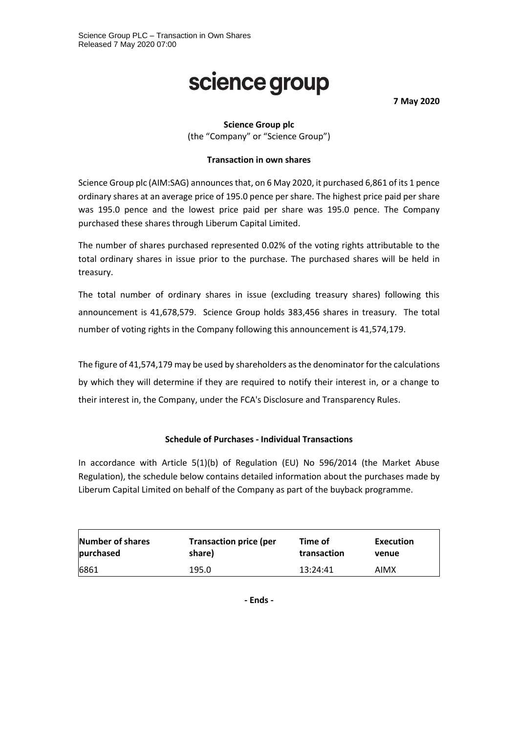science group

**7 May 2020**

**Science Group plc**
(the "Company" or "Science Group")

**Transaction in own shares**

Science Group plc (AIM:SAG) announces that, on 6 May 2020, it purchased 6,861 of its 1 pence ordinary shares at an average price of 195.0 pence per share. The highest price paid per share was 195.0 pence and the lowest price paid per share was 195.0 pence. The Company purchased these shares through Liberum Capital Limited.

The number of shares purchased represented 0.02% of the voting rights attributable to the total ordinary shares in issue prior to the purchase. The purchased shares will be held in treasury.

The total number of ordinary shares in issue (excluding treasury shares) following this announcement is 41,678,579. Science Group holds 383,456 shares in treasury. The total number of voting rights in the Company following this announcement is 41,574,179.

The figure of 41,574,179 may be used by shareholders as the denominator for the calculations by which they will determine if they are required to notify their interest in, or a change to their interest in, the Company, under the FCA's Disclosure and Transparency Rules.

**Schedule of Purchases - Individual Transactions**

In accordance with Article 5(1)(b) of Regulation (EU) No 596/2014 (the Market Abuse Regulation), the schedule below contains detailed information about the purchases made by Liberum Capital Limited on behalf of the Company as part of the buyback programme.

| Number of shares purchased | Transaction price (per share) | Time of transaction | Execution venue |
|---|---|---|---|
| 6861 | 195.0 | 13:24:41 | AIMX |

**- Ends -**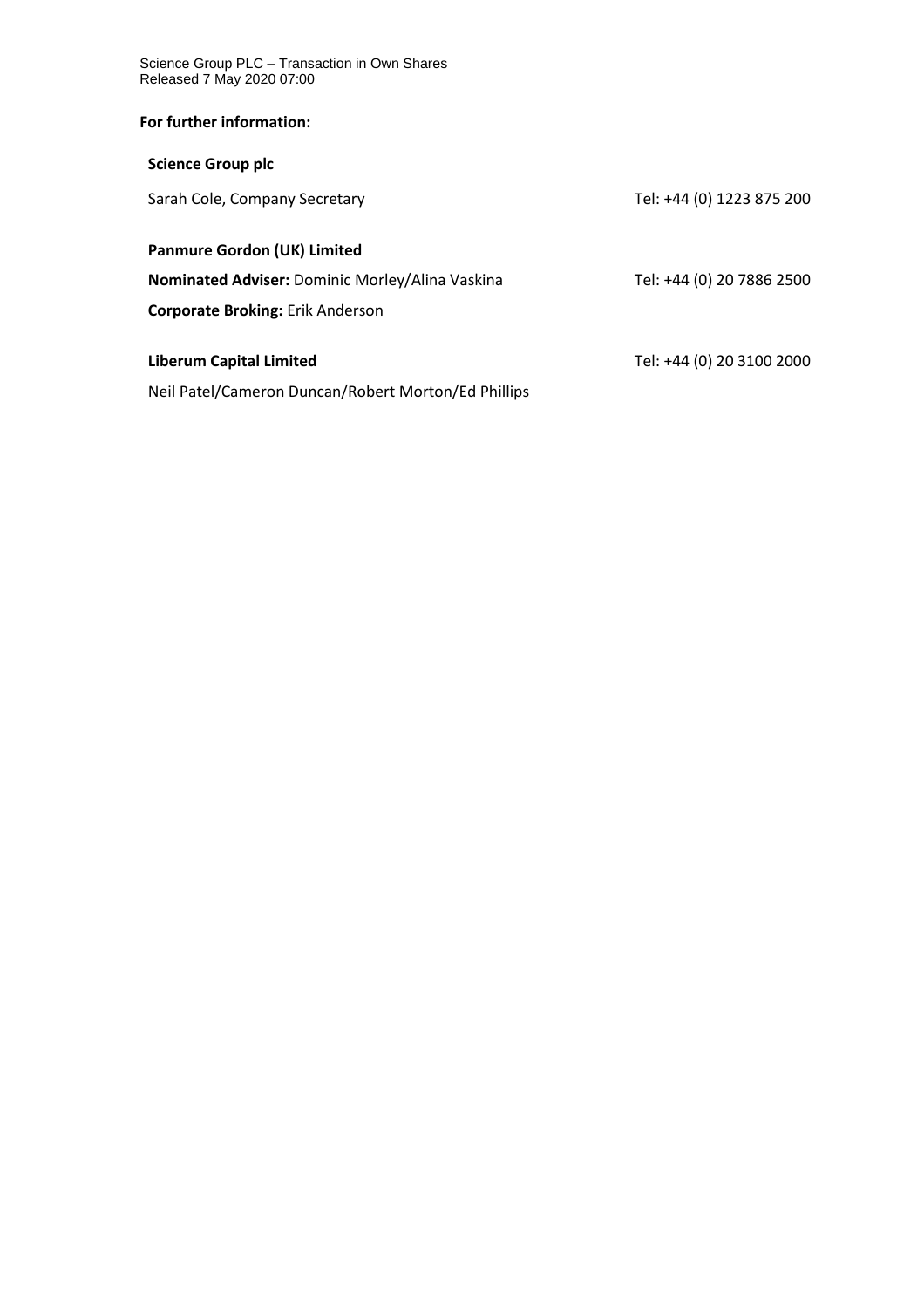**For further information:**

| | |
|---|---|
| **Science Group plc** | |
| Sarah Cole, Company Secretary | Tel: +44 (0) 1223 875 200 |
| | |
| **Panmure Gordon (UK) Limited** | |
| **Nominated Adviser:** Dominic Morley/Alina Vaskina | Tel: +44 (0) 20 7886 2500 |
| **Corporate Broking:** Erik Anderson | |
| | |
| **Liberum Capital Limited** | Tel: +44 (0) 20 3100 2000 |
| Neil Patel/Cameron Duncan/Robert Morton/Ed Phillips | |